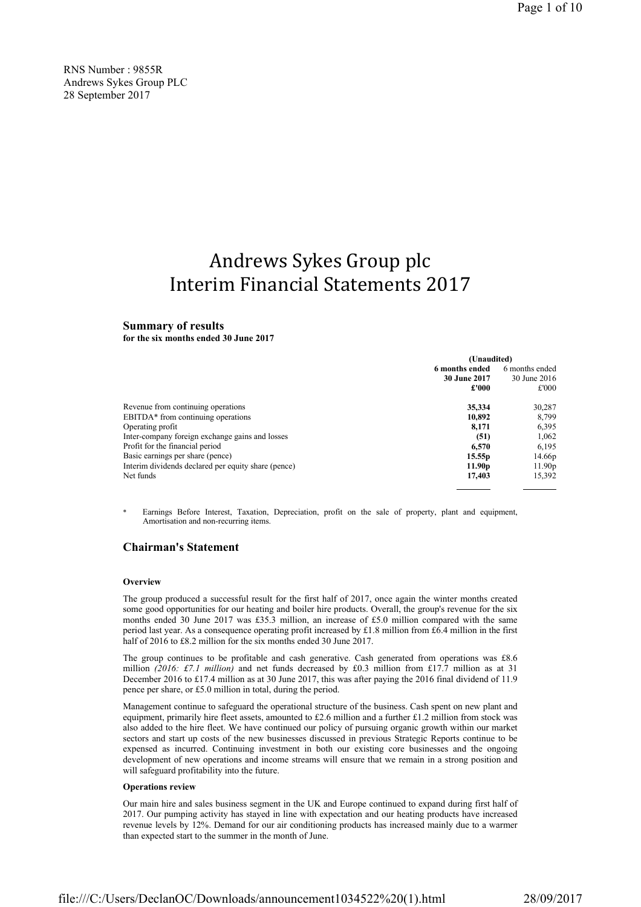RNS Number : 9855R
Andrews Sykes Group PLC
28 September 2017

# Andrews Sykes Group plc
# Interim Financial Statements 2017

## Summary of results

**for the six months ended 30 June 2017**

| | (Unaudited) **6 months ended 30 June 2017 £'000** | 6 months ended 30 June 2016 £'000 |
|---|---|---|
| Revenue from continuing operations | **35,334** | 30,287 |
| EBITDA* from continuing operations | **10,892** | 8,799 |
| Operating profit | **8,171** | 6,395 |
| Inter-company foreign exchange gains and losses | **(51)** | 1,062 |
| Profit for the financial period | **6,570** | 6,195 |
| Basic earnings per share (pence) | **15.55p** | 14.66p |
| Interim dividends declared per equity share (pence) | **11.90p** | 11.90p |
| Net funds | **17,403** | 15,392 |

\* Earnings Before Interest, Taxation, Depreciation, profit on the sale of property, plant and equipment, Amortisation and non-recurring items.

## Chairman's Statement

**Overview**

The group produced a successful result for the first half of 2017, once again the winter months created some good opportunities for our heating and boiler hire products. Overall, the group's revenue for the six months ended 30 June 2017 was £35.3 million, an increase of £5.0 million compared with the same period last year. As a consequence operating profit increased by £1.8 million from £6.4 million in the first half of 2016 to £8.2 million for the six months ended 30 June 2017.

The group continues to be profitable and cash generative. Cash generated from operations was £8.6 million *(2016: £7.1 million)* and net funds decreased by £0.3 million from £17.7 million as at 31 December 2016 to £17.4 million as at 30 June 2017, this was after paying the 2016 final dividend of 11.9 pence per share, or £5.0 million in total, during the period.

Management continue to safeguard the operational structure of the business. Cash spent on new plant and equipment, primarily hire fleet assets, amounted to £2.6 million and a further £1.2 million from stock was also added to the hire fleet. We have continued our policy of pursuing organic growth within our market sectors and start up costs of the new businesses discussed in previous Strategic Reports continue to be expensed as incurred. Continuing investment in both our existing core businesses and the ongoing development of new operations and income streams will ensure that we remain in a strong position and will safeguard profitability into the future.

**Operations review**

Our main hire and sales business segment in the UK and Europe continued to expand during first half of 2017. Our pumping activity has stayed in line with expectation and our heating products have increased revenue levels by 12%. Demand for our air conditioning products has increased mainly due to a warmer than expected start to the summer in the month of June.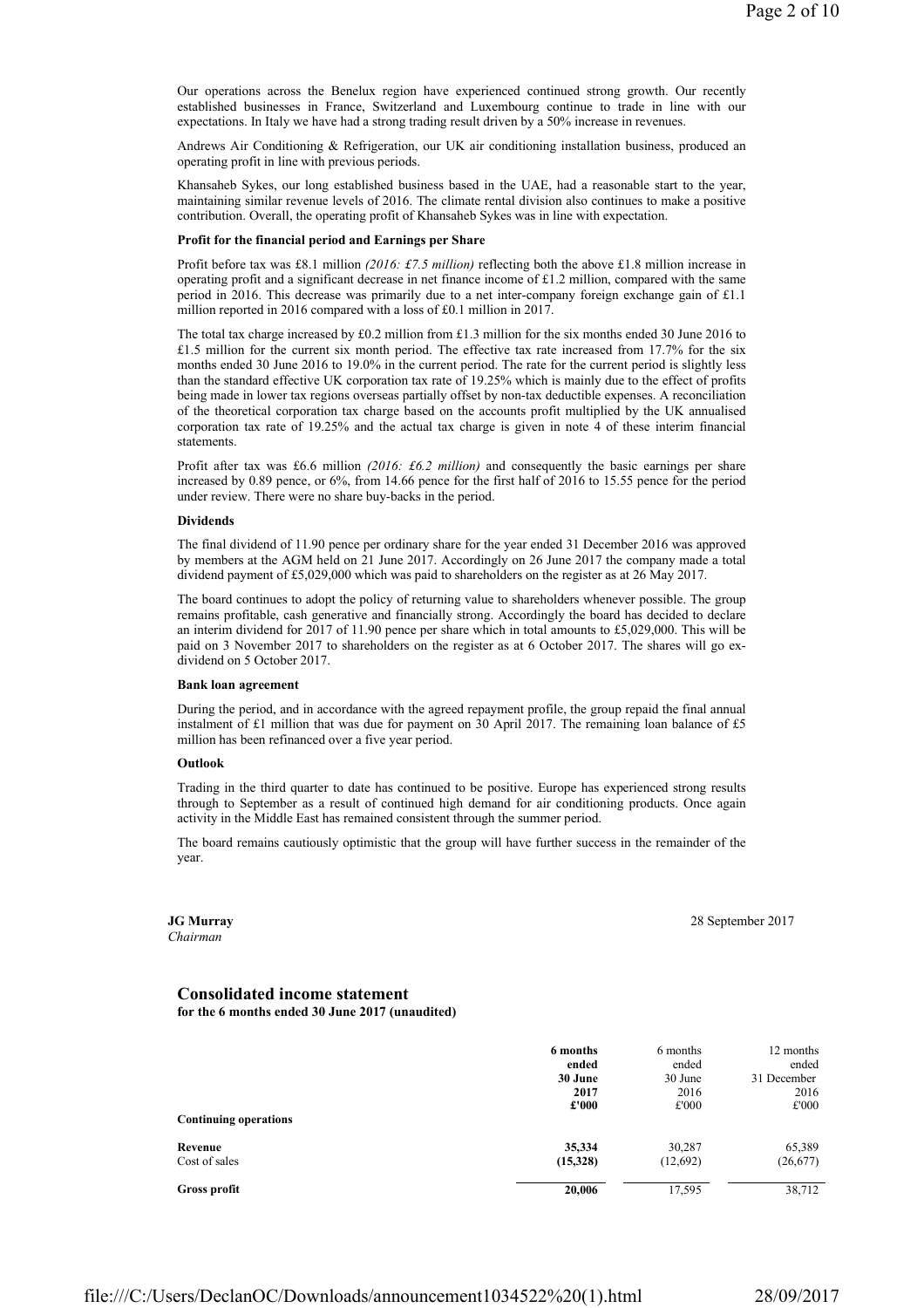Our operations across the Benelux region have experienced continued strong growth. Our recently established businesses in France, Switzerland and Luxembourg continue to trade in line with our expectations. In Italy we have had a strong trading result driven by a 50% increase in revenues.

Andrews Air Conditioning & Refrigeration, our UK air conditioning installation business, produced an operating profit in line with previous periods.

Khansaheb Sykes, our long established business based in the UAE, had a reasonable start to the year, maintaining similar revenue levels of 2016. The climate rental division also continues to make a positive contribution. Overall, the operating profit of Khansaheb Sykes was in line with expectation.

**Profit for the financial period and Earnings per Share**

Profit before tax was £8.1 million *(2016: £7.5 million)* reflecting both the above £1.8 million increase in operating profit and a significant decrease in net finance income of £1.2 million, compared with the same period in 2016. This decrease was primarily due to a net inter-company foreign exchange gain of £1.1 million reported in 2016 compared with a loss of £0.1 million in 2017.

The total tax charge increased by £0.2 million from £1.3 million for the six months ended 30 June 2016 to £1.5 million for the current six month period. The effective tax rate increased from 17.7% for the six months ended 30 June 2016 to 19.0% in the current period. The rate for the current period is slightly less than the standard effective UK corporation tax rate of 19.25% which is mainly due to the effect of profits being made in lower tax regions overseas partially offset by non-tax deductible expenses. A reconciliation of the theoretical corporation tax charge based on the accounts profit multiplied by the UK annualised corporation tax rate of 19.25% and the actual tax charge is given in note 4 of these interim financial statements.

Profit after tax was £6.6 million *(2016: £6.2 million)* and consequently the basic earnings per share increased by 0.89 pence, or 6%, from 14.66 pence for the first half of 2016 to 15.55 pence for the period under review. There were no share buy-backs in the period.

**Dividends**

The final dividend of 11.90 pence per ordinary share for the year ended 31 December 2016 was approved by members at the AGM held on 21 June 2017. Accordingly on 26 June 2017 the company made a total dividend payment of £5,029,000 which was paid to shareholders on the register as at 26 May 2017.

The board continues to adopt the policy of returning value to shareholders whenever possible. The group remains profitable, cash generative and financially strong. Accordingly the board has decided to declare an interim dividend for 2017 of 11.90 pence per share which in total amounts to £5,029,000. This will be paid on 3 November 2017 to shareholders on the register as at 6 October 2017. The shares will go ex-dividend on 5 October 2017.

**Bank loan agreement**

During the period, and in accordance with the agreed repayment profile, the group repaid the final annual instalment of £1 million that was due for payment on 30 April 2017. The remaining loan balance of £5 million has been refinanced over a five year period.

**Outlook**

Trading in the third quarter to date has continued to be positive. Europe has experienced strong results through to September as a result of continued high demand for air conditioning products. Once again activity in the Middle East has remained consistent through the summer period.

The board remains cautiously optimistic that the group will have further success in the remainder of the year.

**JG Murray**
*Chairman*

28 September 2017

## Consolidated income statement

**for the 6 months ended 30 June 2017 (unaudited)**

| | **6 months ended 30 June 2017 £'000** | 6 months ended 30 June 2016 £'000 | 12 months ended 31 December 2016 £'000 |
|---|---|---|---|
| **Continuing operations** | | | |
| **Revenue** | **35,334** | 30,287 | 65,389 |
| Cost of sales | **(15,328)** | (12,692) | (26,677) |
| **Gross profit** | **20,006** | 17,595 | 38,712 |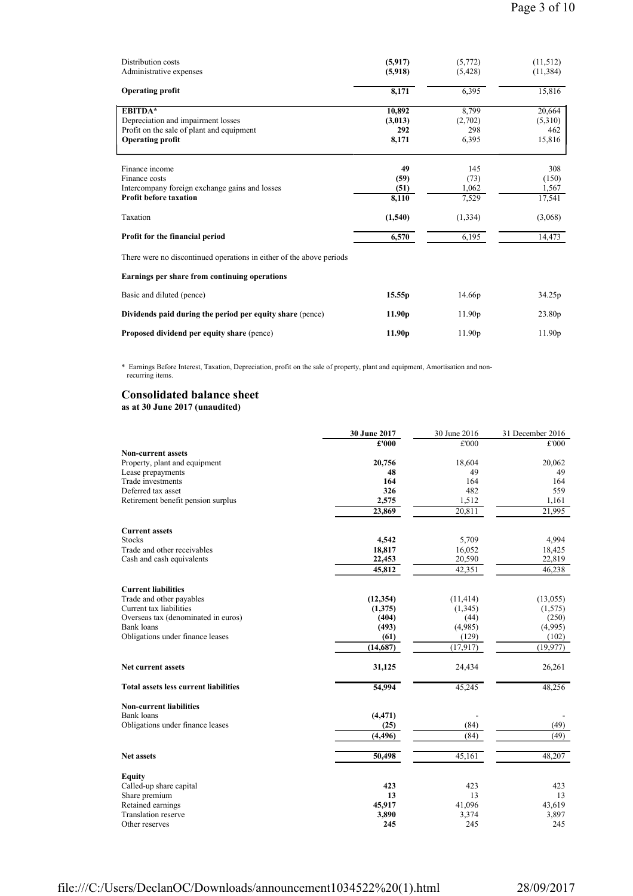| | | | |
|---|---|---|---|
| Distribution costs | **(5,917)** | (5,772) | (11,512) |
| Administrative expenses | **(5,918)** | (5,428) | (11,384) |
| **Operating profit** | **8,171** | 6,395 | 15,816 |
| **EBITDA*** | **10,892** | 8,799 | 20,664 |
| Depreciation and impairment losses | **(3,013)** | (2,702) | (5,310) |
| Profit on the sale of plant and equipment | **292** | 298 | 462 |
| **Operating profit** | **8,171** | 6,395 | 15,816 |
| Finance income | **49** | 145 | 308 |
| Finance costs | **(59)** | (73) | (150) |
| Intercompany foreign exchange gains and losses | **(51)** | 1,062 | 1,567 |
| **Profit before taxation** | **8,110** | 7,529 | 17,541 |
| Taxation | **(1,540)** | (1,334) | (3,068) |
| **Profit for the financial period** | **6,570** | 6,195 | 14,473 |

There were no discontinued operations in either of the above periods

| | | | |
|---|---|---|---|
| **Earnings per share from continuing operations** | | | |
| Basic and diluted (pence) | **15.55p** | 14.66p | 34.25p |
| **Dividends paid during the period per equity share** (pence) | **11.90p** | 11.90p | 23.80p |
| **Proposed dividend per equity share** (pence) | **11.90p** | 11.90p | 11.90p |

\* Earnings Before Interest, Taxation, Depreciation, profit on the sale of property, plant and equipment, Amortisation and non-recurring items.

## Consolidated balance sheet

**as at 30 June 2017 (unaudited)**

| | **30 June 2017** | 30 June 2016 | 31 December 2016 |
|---|---|---|---|
| | **£'000** | £'000 | £'000 |
| **Non-current assets** | | | |
| Property, plant and equipment | **20,756** | 18,604 | 20,062 |
| Lease prepayments | **48** | 49 | 49 |
| Trade investments | **164** | 164 | 164 |
| Deferred tax asset | **326** | 482 | 559 |
| Retirement benefit pension surplus | **2,575** | 1,512 | 1,161 |
| | **23,869** | 20,811 | 21,995 |
| **Current assets** | | | |
| Stocks | **4,542** | 5,709 | 4,994 |
| Trade and other receivables | **18,817** | 16,052 | 18,425 |
| Cash and cash equivalents | **22,453** | 20,590 | 22,819 |
| | **45,812** | 42,351 | 46,238 |
| **Current liabilities** | | | |
| Trade and other payables | **(12,354)** | (11,414) | (13,055) |
| Current tax liabilities | **(1,375)** | (1,345) | (1,575) |
| Overseas tax (denominated in euros) | **(404)** | (44) | (250) |
| Bank loans | **(493)** | (4,985) | (4,995) |
| Obligations under finance leases | **(61)** | (129) | (102) |
| | **(14,687)** | (17,917) | (19,977) |
| **Net current assets** | **31,125** | 24,434 | 26,261 |
| **Total assets less current liabilities** | **54,994** | 45,245 | 48,256 |
| **Non-current liabilities** | | | |
| Bank loans | **(4,471)** | - | - |
| Obligations under finance leases | **(25)** | (84) | (49) |
| | **(4,496)** | (84) | (49) |
| **Net assets** | **50,498** | 45,161 | 48,207 |
| **Equity** | | | |
| Called-up share capital | **423** | 423 | 423 |
| Share premium | **13** | 13 | 13 |
| Retained earnings | **45,917** | 41,096 | 43,619 |
| Translation reserve | **3,890** | 3,374 | 3,897 |
| Other reserves | **245** | 245 | 245 |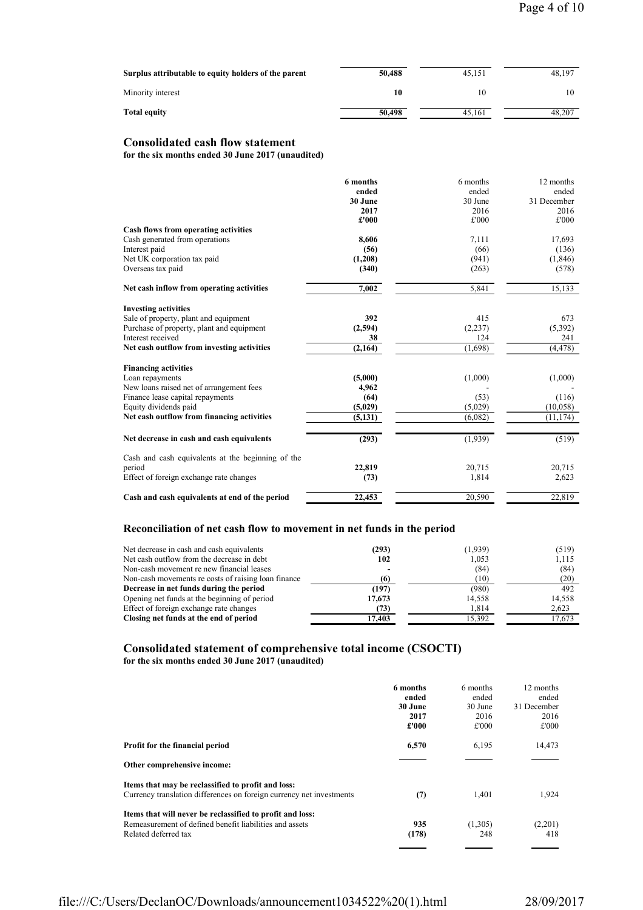| | | | |
|---|---|---|---|
| **Surplus attributable to equity holders of the parent** | **50,488** | 45,151 | 48,197 |
| Minority interest | **10** | 10 | 10 |
| **Total equity** | **50,498** | 45,161 | 48,207 |

## Consolidated cash flow statement

**for the six months ended 30 June 2017 (unaudited)**

| | **6 months ended 30 June 2017 £'000** | 6 months ended 30 June 2016 £'000 | 12 months ended 31 December 2016 £'000 |
|---|---|---|---|
| **Cash flows from operating activities** | | | |
| Cash generated from operations | **8,606** | 7,111 | 17,693 |
| Interest paid | **(56)** | (66) | (136) |
| Net UK corporation tax paid | **(1,208)** | (941) | (1,846) |
| Overseas tax paid | **(340)** | (263) | (578) |
| **Net cash inflow from operating activities** | **7,002** | 5,841 | 15,133 |
| **Investing activities** | | | |
| Sale of property, plant and equipment | **392** | 415 | 673 |
| Purchase of property, plant and equipment | **(2,594)** | (2,237) | (5,392) |
| Interest received | **38** | 124 | 241 |
| **Net cash outflow from investing activities** | **(2,164)** | (1,698) | (4,478) |
| **Financing activities** | | | |
| Loan repayments | **(5,000)** | (1,000) | (1,000) |
| New loans raised net of arrangement fees | **4,962** | - | - |
| Finance lease capital repayments | **(64)** | (53) | (116) |
| Equity dividends paid | **(5,029)** | (5,029) | (10,058) |
| **Net cash outflow from financing activities** | **(5,131)** | (6,082) | (11,174) |
| **Net decrease in cash and cash equivalents** | **(293)** | (1,939) | (519) |
| Cash and cash equivalents at the beginning of the period | **22,819** | 20,715 | 20,715 |
| Effect of foreign exchange rate changes | **(73)** | 1,814 | 2,623 |
| **Cash and cash equivalents at end of the period** | **22,453** | 20,590 | 22,819 |

## Reconciliation of net cash flow to movement in net funds in the period

| | | | |
|---|---|---|---|
| Net decrease in cash and cash equivalents | **(293)** | (1,939) | (519) |
| Net cash outflow from the decrease in debt | **102** | 1,053 | 1,115 |
| Non-cash movement re new financial leases | **-** | (84) | (84) |
| Non-cash movements re costs of raising loan finance | **(6)** | (10) | (20) |
| **Decrease in net funds during the period** | **(197)** | (980) | 492 |
| Opening net funds at the beginning of period | **17,673** | 14,558 | 14,558 |
| Effect of foreign exchange rate changes | **(73)** | 1,814 | 2,623 |
| **Closing net funds at the end of period** | **17,403** | 15,392 | 17,673 |

## Consolidated statement of comprehensive total income (CSOCTI)

**for the six months ended 30 June 2017 (unaudited)**

| | **6 months ended 30 June 2017 £'000** | 6 months ended 30 June 2016 £'000 | 12 months ended 31 December 2016 £'000 |
|---|---|---|---|
| **Profit for the financial period** | **6,570** | 6,195 | 14,473 |
| **Other comprehensive income:** | | | |
| **Items that may be reclassified to profit and loss:** | | | |
| Currency translation differences on foreign currency net investments | **(7)** | 1,401 | 1,924 |
| **Items that will never be reclassified to profit and loss:** | | | |
| Remeasurement of defined benefit liabilities and assets | **935** | (1,305) | (2,201) |
| Related deferred tax | **(178)** | 248 | 418 |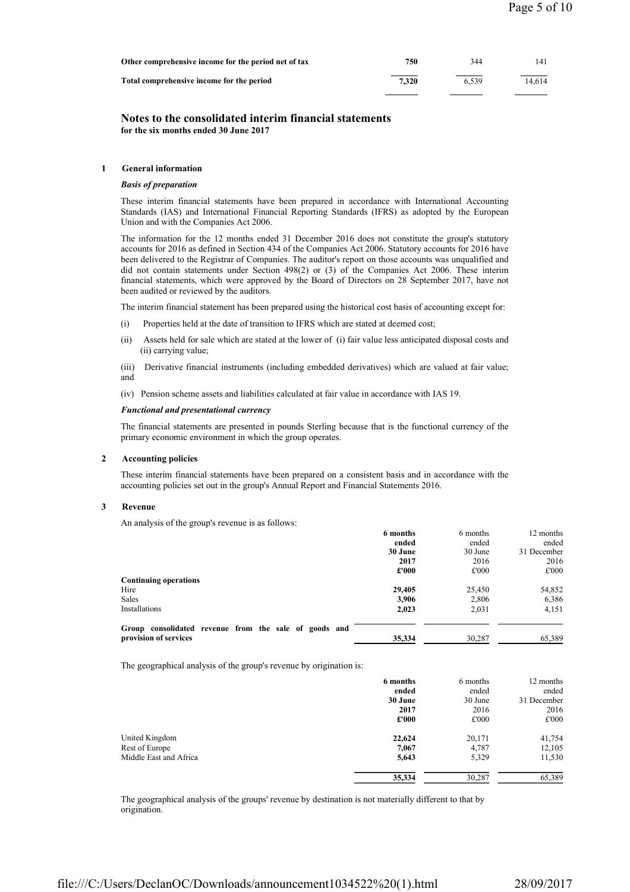| | | | |
|---|---|---|---|
| **Other comprehensive income for the period net of tax** | **750** | 344 | 141 |
| **Total comprehensive income for the period** | **7,320** | 6,539 | 14,614 |

## Notes to the consolidated interim financial statements
**for the six months ended 30 June 2017**

### 1 General information

***Basis of preparation***

These interim financial statements have been prepared in accordance with International Accounting Standards (IAS) and International Financial Reporting Standards (IFRS) as adopted by the European Union and with the Companies Act 2006.

The information for the 12 months ended 31 December 2016 does not constitute the group's statutory accounts for 2016 as defined in Section 434 of the Companies Act 2006. Statutory accounts for 2016 have been delivered to the Registrar of Companies. The auditor's report on those accounts was unqualified and did not contain statements under Section 498(2) or (3) of the Companies Act 2006. These interim financial statements, which were approved by the Board of Directors on 28 September 2017, have not been audited or reviewed by the auditors.

The interim financial statement has been prepared using the historical cost basis of accounting except for:

(i) Properties held at the date of transition to IFRS which are stated at deemed cost;

(ii) Assets held for sale which are stated at the lower of (i) fair value less anticipated disposal costs and (ii) carrying value;

(iii) Derivative financial instruments (including embedded derivatives) which are valued at fair value; and

(iv) Pension scheme assets and liabilities calculated at fair value in accordance with IAS 19.

***Functional and presentational currency***

The financial statements are presented in pounds Sterling because that is the functional currency of the primary economic environment in which the group operates.

### 2 Accounting policies

These interim financial statements have been prepared on a consistent basis and in accordance with the accounting policies set out in the group's Annual Report and Financial Statements 2016.

### 3 Revenue

An analysis of the group's revenue is as follows:

| | **6 months ended 30 June 2017 £'000** | 6 months ended 30 June 2016 £'000 | 12 months ended 31 December 2016 £'000 |
|---|---|---|---|
| **Continuing operations** | | | |
| Hire | **29,405** | 25,450 | 54,852 |
| Sales | **3,906** | 2,806 | 6,386 |
| Installations | **2,023** | 2,031 | 4,151 |
| **Group consolidated revenue from the sale of goods and provision of services** | **35,334** | 30,287 | 65,389 |

The geographical analysis of the group's revenue by origination is:

| | **6 months ended 30 June 2017 £'000** | 6 months ended 30 June 2016 £'000 | 12 months ended 31 December 2016 £'000 |
|---|---|---|---|
| United Kingdom | **22,624** | 20,171 | 41,754 |
| Rest of Europe | **7,067** | 4,787 | 12,105 |
| Middle East and Africa | **5,643** | 5,329 | 11,530 |
| | **35,334** | 30,287 | 65,389 |

The geographical analysis of the groups' revenue by destination is not materially different to that by origination.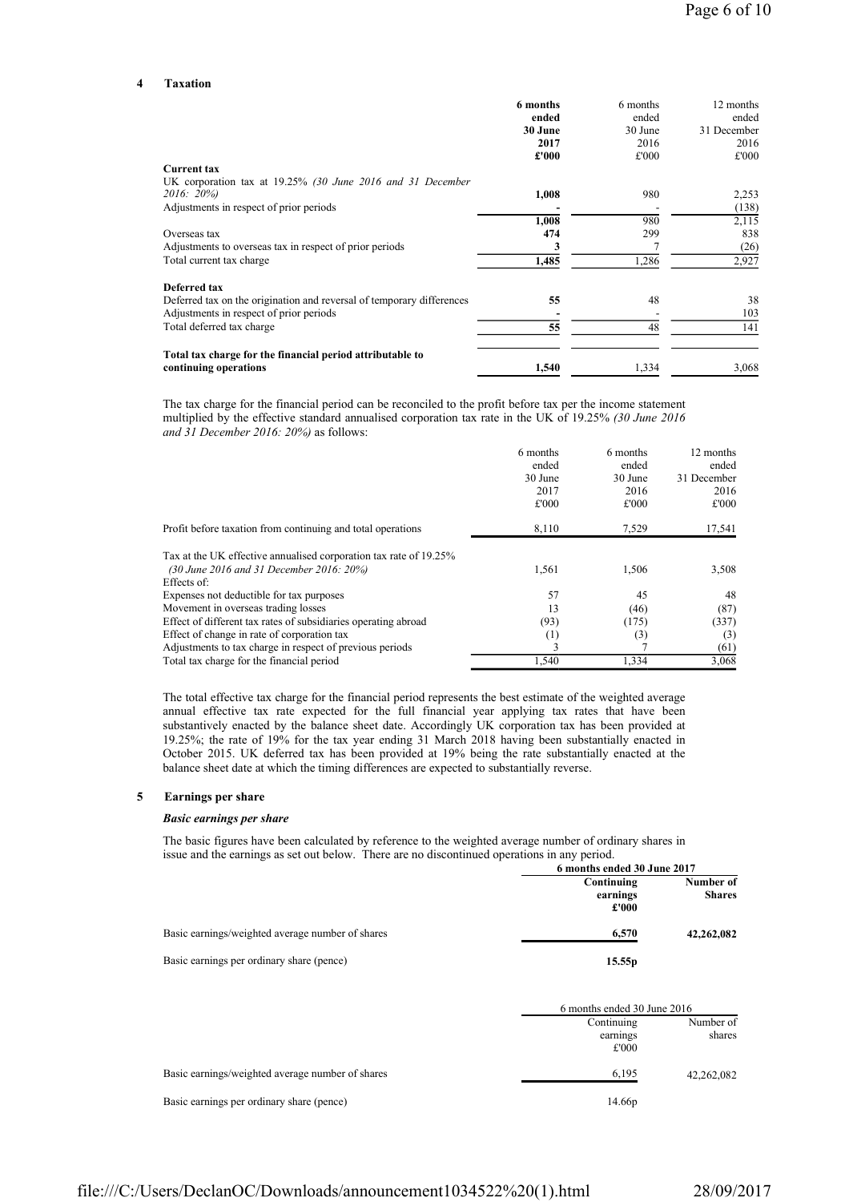## 4 Taxation

| | 6 months ended 30 June 2017 £'000 | 6 months ended 30 June 2016 £'000 | 12 months ended 31 December 2016 £'000 |
|---|---|---|---|
| **Current tax** | | | |
| UK corporation tax at 19.25% *(30 June 2016 and 31 December 2016: 20%)* | **1,008** | 980 | 2,253 |
| Adjustments in respect of prior periods | **-** | - | (138) |
| | **1,008** | 980 | 2,115 |
| Overseas tax | **474** | 299 | 838 |
| Adjustments to overseas tax in respect of prior periods | **3** | 7 | (26) |
| Total current tax charge | **1,485** | 1,286 | 2,927 |
| **Deferred tax** | | | |
| Deferred tax on the origination and reversal of temporary differences | **55** | 48 | 38 |
| Adjustments in respect of prior periods | **-** | - | 103 |
| Total deferred tax charge | **55** | 48 | 141 |
| **Total tax charge for the financial period attributable to continuing operations** | **1,540** | 1,334 | 3,068 |

The tax charge for the financial period can be reconciled to the profit before tax per the income statement multiplied by the effective standard annualised corporation tax rate in the UK of 19.25% *(30 June 2016 and 31 December 2016: 20%)* as follows:

| | 6 months ended 30 June 2017 £'000 | 6 months ended 30 June 2016 £'000 | 12 months ended 31 December 2016 £'000 |
|---|---|---|---|
| Profit before taxation from continuing and total operations | 8,110 | 7,529 | 17,541 |
| Tax at the UK effective annualised corporation tax rate of 19.25% *(30 June 2016 and 31 December 2016: 20%)* | 1,561 | 1,506 | 3,508 |
| Effects of: | | | |
| Expenses not deductible for tax purposes | 57 | 45 | 48 |
| Movement in overseas trading losses | 13 | (46) | (87) |
| Effect of different tax rates of subsidiaries operating abroad | (93) | (175) | (337) |
| Effect of change in rate of corporation tax | (1) | (3) | (3) |
| Adjustments to tax charge in respect of previous periods | 3 | 7 | (61) |
| Total tax charge for the financial period | 1,540 | 1,334 | 3,068 |

The total effective tax charge for the financial period represents the best estimate of the weighted average annual effective tax rate expected for the full financial year applying tax rates that have been substantively enacted by the balance sheet date. Accordingly UK corporation tax has been provided at 19.25%; the rate of 19% for the tax year ending 31 March 2018 having been substantially enacted in October 2015. UK deferred tax has been provided at 19% being the rate substantially enacted at the balance sheet date at which the timing differences are expected to substantially reverse.

## 5 Earnings per share

***Basic earnings per share***

The basic figures have been calculated by reference to the weighted average number of ordinary shares in issue and the earnings as set out below. There are no discontinued operations in any period.

| | **6 months ended 30 June 2017** | |
|---|---|---|
| | **Continuing earnings £'000** | **Number of Shares** |
| Basic earnings/weighted average number of shares | **6,570** | **42,262,082** |
| Basic earnings per ordinary share (pence) | **15.55p** | |

| | 6 months ended 30 June 2016 | |
|---|---|---|
| | Continuing earnings £'000 | Number of shares |
| Basic earnings/weighted average number of shares | 6,195 | 42,262,082 |
| Basic earnings per ordinary share (pence) | 14.66p | |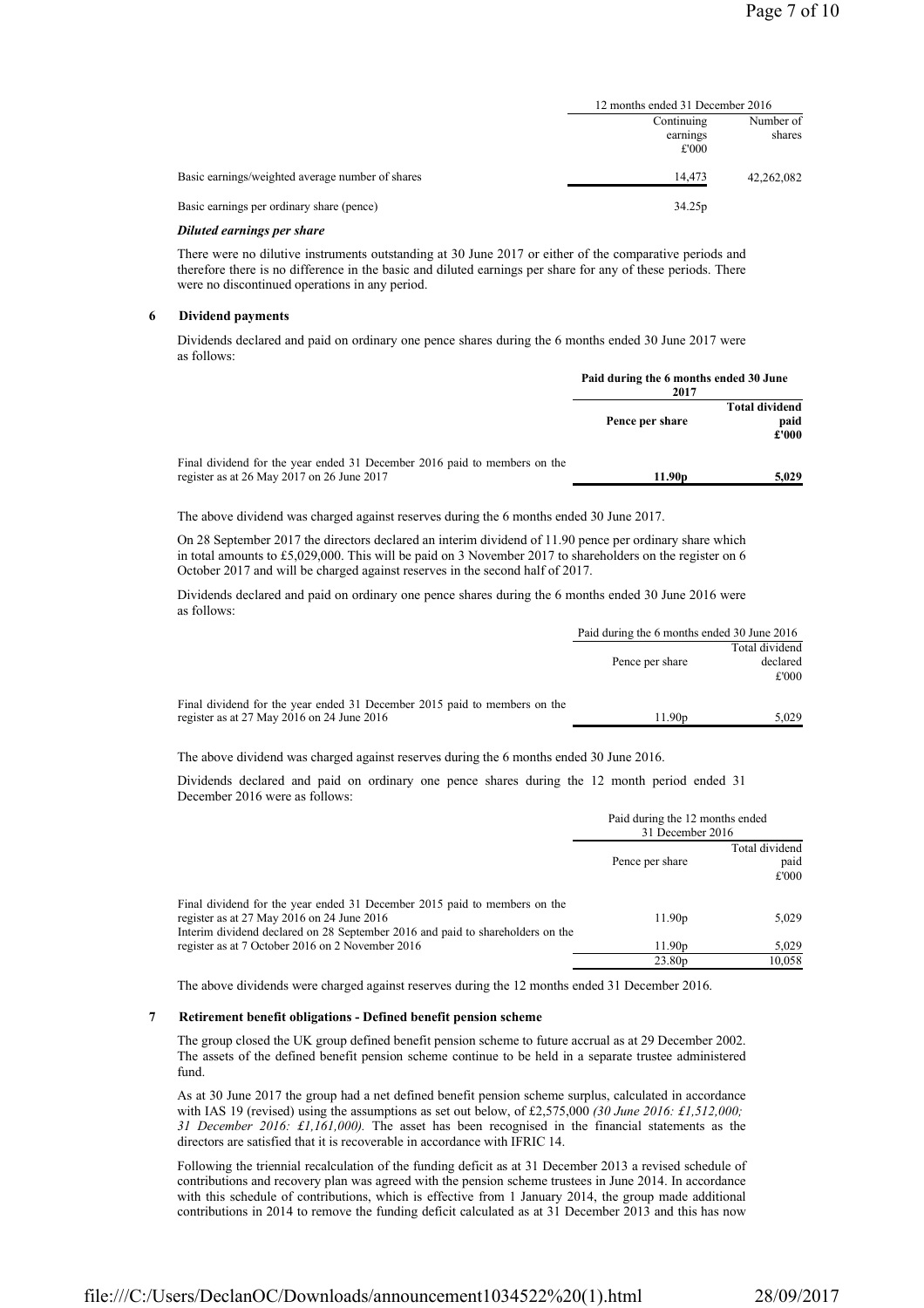| | 12 months ended 31 December 2016 | |
|---|---|---|
| | Continuing earnings £'000 | Number of shares |
| Basic earnings/weighted average number of shares | 14,473 | 42,262,082 |
| Basic earnings per ordinary share (pence) | 34.25p | |

***Diluted earnings per share***

There were no dilutive instruments outstanding at 30 June 2017 or either of the comparative periods and therefore there is no difference in the basic and diluted earnings per share for any of these periods. There were no discontinued operations in any period.

## 6 Dividend payments

Dividends declared and paid on ordinary one pence shares during the 6 months ended 30 June 2017 were as follows:

| | **Paid during the 6 months ended 30 June 2017** | |
|---|---|---|
| | **Pence per share** | **Total dividend paid £'000** |
| Final dividend for the year ended 31 December 2016 paid to members on the register as at 26 May 2017 on 26 June 2017 | **11.90p** | **5,029** |

The above dividend was charged against reserves during the 6 months ended 30 June 2017.

On 28 September 2017 the directors declared an interim dividend of 11.90 pence per ordinary share which in total amounts to £5,029,000. This will be paid on 3 November 2017 to shareholders on the register on 6 October 2017 and will be charged against reserves in the second half of 2017.

Dividends declared and paid on ordinary one pence shares during the 6 months ended 30 June 2016 were as follows:

| | Paid during the 6 months ended 30 June 2016 | |
|---|---|---|
| | Pence per share | Total dividend declared £'000 |
| Final dividend for the year ended 31 December 2015 paid to members on the register as at 27 May 2016 on 24 June 2016 | 11.90p | 5,029 |

The above dividend was charged against reserves during the 6 months ended 30 June 2016.

Dividends declared and paid on ordinary one pence shares during the 12 month period ended 31 December 2016 were as follows:

| | Paid during the 12 months ended 31 December 2016 | |
|---|---|---|
| | Pence per share | Total dividend paid £'000 |
| Final dividend for the year ended 31 December 2015 paid to members on the register as at 27 May 2016 on 24 June 2016 | 11.90p | 5,029 |
| Interim dividend declared on 28 September 2016 and paid to shareholders on the register as at 7 October 2016 on 2 November 2016 | 11.90p | 5,029 |
| | 23.80p | 10,058 |

The above dividends were charged against reserves during the 12 months ended 31 December 2016.

## 7 Retirement benefit obligations - Defined benefit pension scheme

The group closed the UK group defined benefit pension scheme to future accrual as at 29 December 2002. The assets of the defined benefit pension scheme continue to be held in a separate trustee administered fund.

As at 30 June 2017 the group had a net defined benefit pension scheme surplus, calculated in accordance with IAS 19 (revised) using the assumptions as set out below, of £2,575,000 *(30 June 2016: £1,512,000; 31 December 2016: £1,161,000).* The asset has been recognised in the financial statements as the directors are satisfied that it is recoverable in accordance with IFRIC 14.

Following the triennial recalculation of the funding deficit as at 31 December 2013 a revised schedule of contributions and recovery plan was agreed with the pension scheme trustees in June 2014. In accordance with this schedule of contributions, which is effective from 1 January 2014, the group made additional contributions in 2014 to remove the funding deficit calculated as at 31 December 2013 and this has now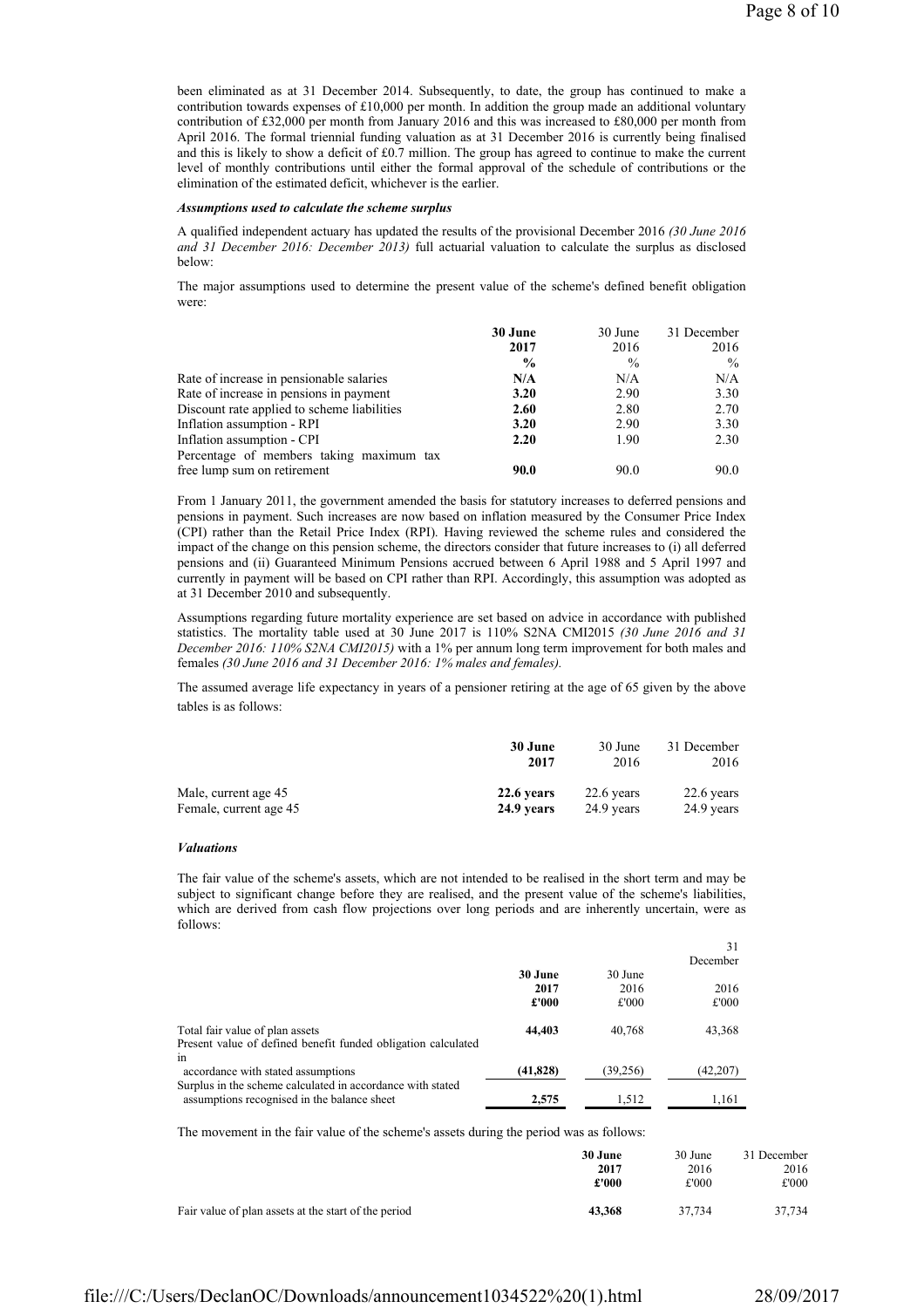been eliminated as at 31 December 2014. Subsequently, to date, the group has continued to make a contribution towards expenses of £10,000 per month. In addition the group made an additional voluntary contribution of £32,000 per month from January 2016 and this was increased to £80,000 per month from April 2016. The formal triennial funding valuation as at 31 December 2016 is currently being finalised and this is likely to show a deficit of £0.7 million. The group has agreed to continue to make the current level of monthly contributions until either the formal approval of the schedule of contributions or the elimination of the estimated deficit, whichever is the earlier.

***Assumptions used to calculate the scheme surplus***

A qualified independent actuary has updated the results of the provisional December 2016 *(30 June 2016 and 31 December 2016: December 2013)* full actuarial valuation to calculate the surplus as disclosed below:

The major assumptions used to determine the present value of the scheme's defined benefit obligation were:

| | **30 June 2017** | 30 June 2016 | 31 December 2016 |
|---|---|---|---|
| | **%** | % | % |
| Rate of increase in pensionable salaries | **N/A** | N/A | N/A |
| Rate of increase in pensions in payment | **3.20** | 2.90 | 3.30 |
| Discount rate applied to scheme liabilities | **2.60** | 2.80 | 2.70 |
| Inflation assumption - RPI | **3.20** | 2.90 | 3.30 |
| Inflation assumption - CPI | **2.20** | 1.90 | 2.30 |
| Percentage of members taking maximum tax free lump sum on retirement | **90.0** | 90.0 | 90.0 |

From 1 January 2011, the government amended the basis for statutory increases to deferred pensions and pensions in payment. Such increases are now based on inflation measured by the Consumer Price Index (CPI) rather than the Retail Price Index (RPI). Having reviewed the scheme rules and considered the impact of the change on this pension scheme, the directors consider that future increases to (i) all deferred pensions and (ii) Guaranteed Minimum Pensions accrued between 6 April 1988 and 5 April 1997 and currently in payment will be based on CPI rather than RPI. Accordingly, this assumption was adopted as at 31 December 2010 and subsequently.

Assumptions regarding future mortality experience are set based on advice in accordance with published statistics. The mortality table used at 30 June 2017 is 110% S2NA CMI2015 *(30 June 2016 and 31 December 2016: 110% S2NA CMI2015)* with a 1% per annum long term improvement for both males and females *(30 June 2016 and 31 December 2016: 1% males and females).*

The assumed average life expectancy in years of a pensioner retiring at the age of 65 given by the above tables is as follows:

| | **30 June 2017** | 30 June 2016 | 31 December 2016 |
|---|---|---|---|
| Male, current age 45 | **22.6 years** | 22.6 years | 22.6 years |
| Female, current age 45 | **24.9 years** | 24.9 years | 24.9 years |

***Valuations***

The fair value of the scheme's assets, which are not intended to be realised in the short term and may be subject to significant change before they are realised, and the present value of the scheme's liabilities, which are derived from cash flow projections over long periods and are inherently uncertain, were as follows:

| | **30 June 2017** | 30 June 2016 | 31 December 2016 |
|---|---|---|---|
| | **£'000** | £'000 | £'000 |
| Total fair value of plan assets | **44,403** | 40,768 | 43,368 |
| Present value of defined benefit funded obligation calculated in accordance with stated assumptions | **(41,828)** | (39,256) | (42,207) |
| Surplus in the scheme calculated in accordance with stated assumptions recognised in the balance sheet | **2,575** | 1,512 | 1,161 |

The movement in the fair value of the scheme's assets during the period was as follows:

| | **30 June 2017** | 30 June 2016 | 31 December 2016 |
|---|---|---|---|
| | **£'000** | £'000 | £'000 |
| Fair value of plan assets at the start of the period | **43,368** | 37,734 | 37,734 |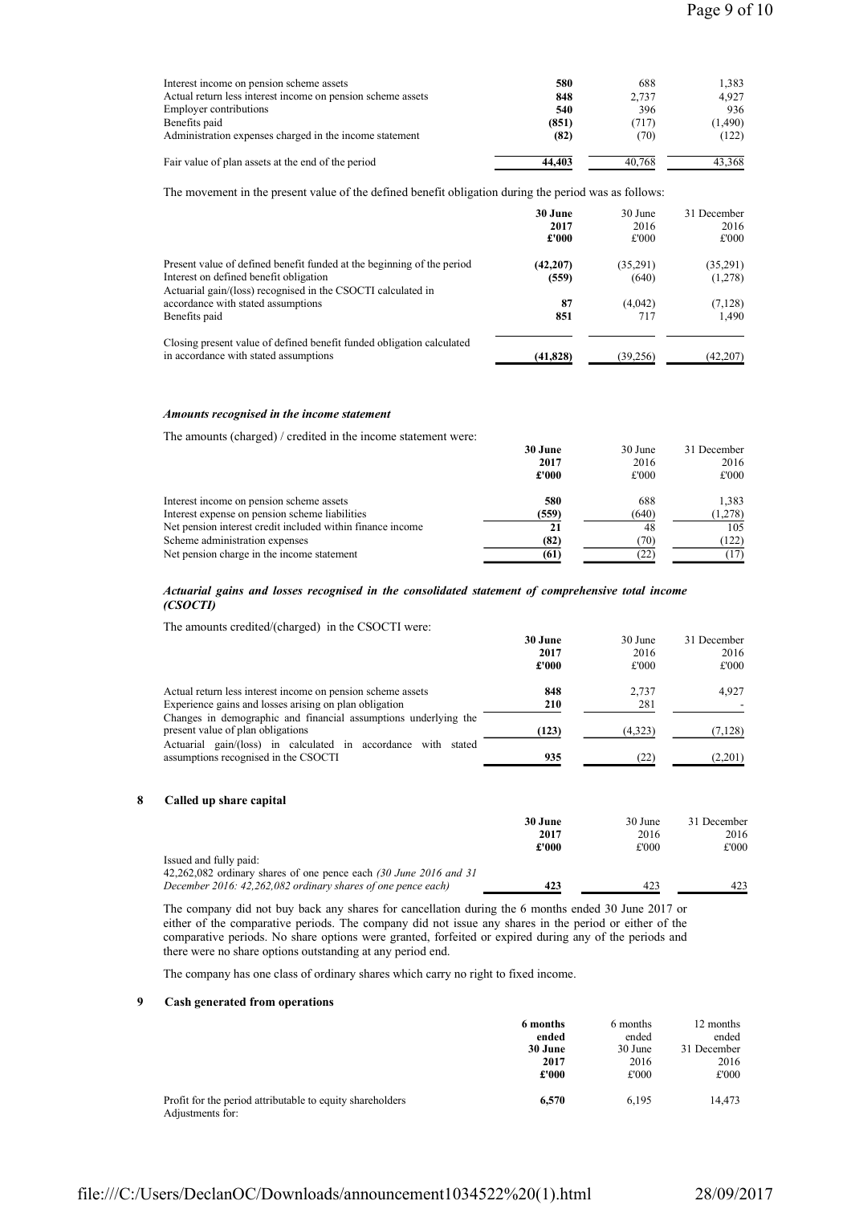| | | | |
|---|---|---|---|
| Interest income on pension scheme assets | **580** | 688 | 1,383 |
| Actual return less interest income on pension scheme assets | **848** | 2,737 | 4,927 |
| Employer contributions | **540** | 396 | 936 |
| Benefits paid | **(851)** | (717) | (1,490) |
| Administration expenses charged in the income statement | **(82)** | (70) | (122) |
| Fair value of plan assets at the end of the period | **44,403** | 40,768 | 43,368 |

The movement in the present value of the defined benefit obligation during the period was as follows:

| | **30 June 2017 £'000** | 30 June 2016 £'000 | 31 December 2016 £'000 |
|---|---|---|---|
| Present value of defined benefit funded at the beginning of the period | **(42,207)** | (35,291) | (35,291) |
| Interest on defined benefit obligation | **(559)** | (640) | (1,278) |
| Actuarial gain/(loss) recognised in the CSOCTI calculated in accordance with stated assumptions | **87** | (4,042) | (7,128) |
| Benefits paid | **851** | 717 | 1,490 |
| Closing present value of defined benefit funded obligation calculated in accordance with stated assumptions | **(41,828)** | (39,256) | (42,207) |

***Amounts recognised in the income statement***

The amounts (charged) / credited in the income statement were:

| | **30 June 2017 £'000** | 30 June 2016 £'000 | 31 December 2016 £'000 |
|---|---|---|---|
| Interest income on pension scheme assets | **580** | 688 | 1,383 |
| Interest expense on pension scheme liabilities | **(559)** | (640) | (1,278) |
| Net pension interest credit included within finance income | **21** | 48 | 105 |
| Scheme administration expenses | **(82)** | (70) | (122) |
| Net pension charge in the income statement | **(61)** | (22) | (17) |

***Actuarial gains and losses recognised in the consolidated statement of comprehensive total income (CSOCTI)***

The amounts credited/(charged) in the CSOCTI were:

| | **30 June 2017 £'000** | 30 June 2016 £'000 | 31 December 2016 £'000 |
|---|---|---|---|
| Actual return less interest income on pension scheme assets | **848** | 2,737 | 4,927 |
| Experience gains and losses arising on plan obligation | **210** | 281 | - |
| Changes in demographic and financial assumptions underlying the present value of plan obligations | **(123)** | (4,323) | (7,128) |
| Actuarial gain/(loss) in calculated in accordance with stated assumptions recognised in the CSOCTI | **935** | (22) | (2,201) |

## 8 Called up share capital

| | **30 June 2017 £'000** | 30 June 2016 £'000 | 31 December 2016 £'000 |
|---|---|---|---|
| Issued and fully paid: | | | |
| 42,262,082 ordinary shares of one pence each *(30 June 2016 and 31 December 2016: 42,262,082 ordinary shares of one pence each)* | **423** | 423 | 423 |

The company did not buy back any shares for cancellation during the 6 months ended 30 June 2017 or either of the comparative periods. The company did not issue any shares in the period or either of the comparative periods. No share options were granted, forfeited or expired during any of the periods and there were no share options outstanding at any period end.

The company has one class of ordinary shares which carry no right to fixed income.

## 9 Cash generated from operations

| | **6 months ended 30 June 2017 £'000** | 6 months ended 30 June 2016 £'000 | 12 months ended 31 December 2016 £'000 |
|---|---|---|---|
| Profit for the period attributable to equity shareholders | **6,570** | 6,195 | 14,473 |
| Adjustments for: | | | |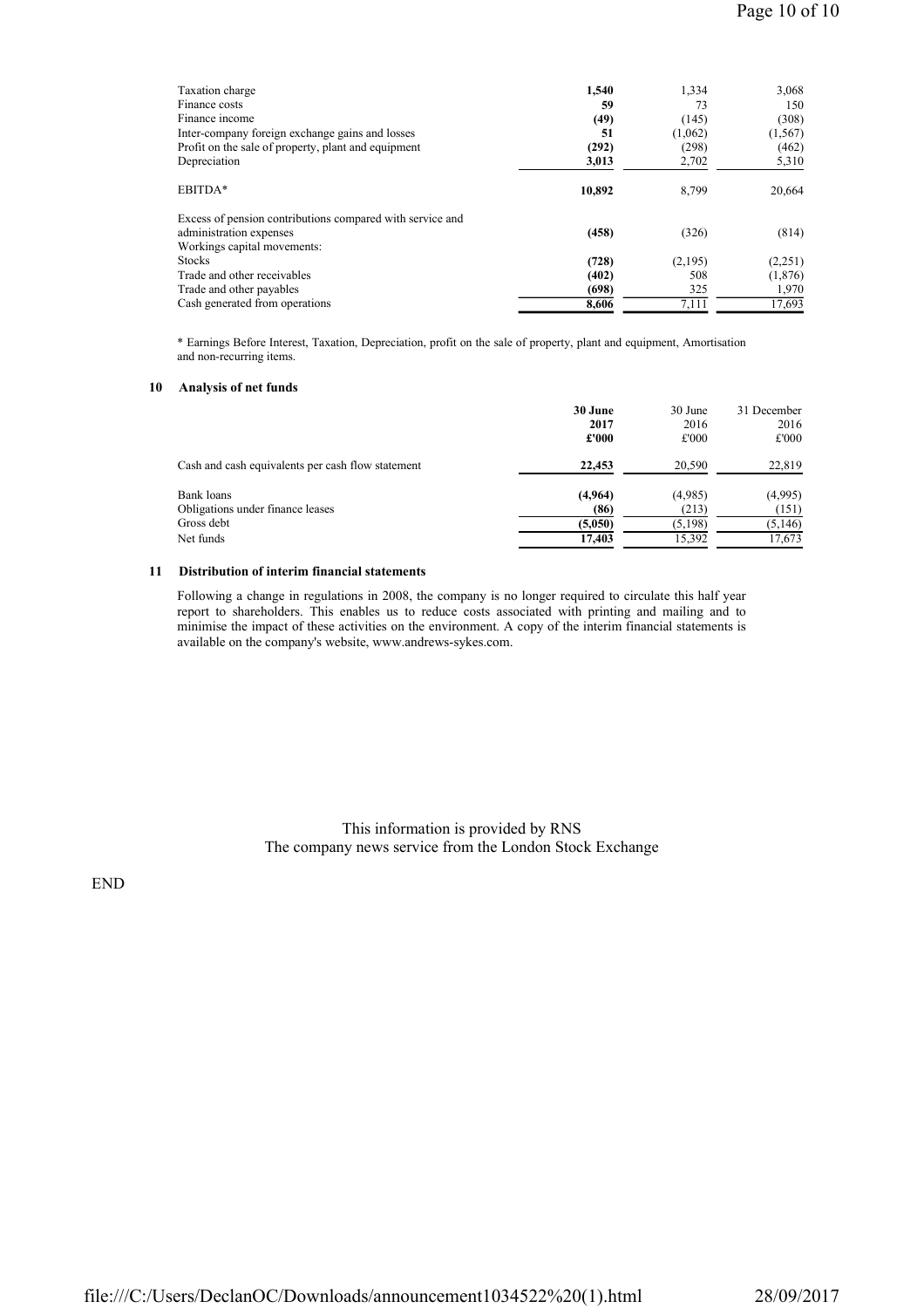| | | | |
|---|---|---|---|
| Taxation charge | **1,540** | 1,334 | 3,068 |
| Finance costs | **59** | 73 | 150 |
| Finance income | **(49)** | (145) | (308) |
| Inter-company foreign exchange gains and losses | **51** | (1,062) | (1,567) |
| Profit on the sale of property, plant and equipment | **(292)** | (298) | (462) |
| Depreciation | **3,013** | 2,702 | 5,310 |
| EBITDA* | **10,892** | 8,799 | 20,664 |
| Excess of pension contributions compared with service and administration expenses | **(458)** | (326) | (814) |
| Workings capital movements: | | | |
| Stocks | **(728)** | (2,195) | (2,251) |
| Trade and other receivables | **(402)** | 508 | (1,876) |
| Trade and other payables | **(698)** | 325 | 1,970 |
| Cash generated from operations | **8,606** | 7,111 | 17,693 |

* Earnings Before Interest, Taxation, Depreciation, profit on the sale of property, plant and equipment, Amortisation and non-recurring items.

## 10 Analysis of net funds

| | **30 June 2017 £'000** | 30 June 2016 £'000 | 31 December 2016 £'000 |
|---|---|---|---|
| Cash and cash equivalents per cash flow statement | **22,453** | 20,590 | 22,819 |
| Bank loans | **(4,964)** | (4,985) | (4,995) |
| Obligations under finance leases | **(86)** | (213) | (151) |
| Gross debt | **(5,050)** | (5,198) | (5,146) |
| Net funds | **17,403** | 15,392 | 17,673 |

## 11 Distribution of interim financial statements

Following a change in regulations in 2008, the company is no longer required to circulate this half year report to shareholders. This enables us to reduce costs associated with printing and mailing and to minimise the impact of these activities on the environment. A copy of the interim financial statements is available on the company's website, www.andrews-sykes.com.

This information is provided by RNS
The company news service from the London Stock Exchange

END